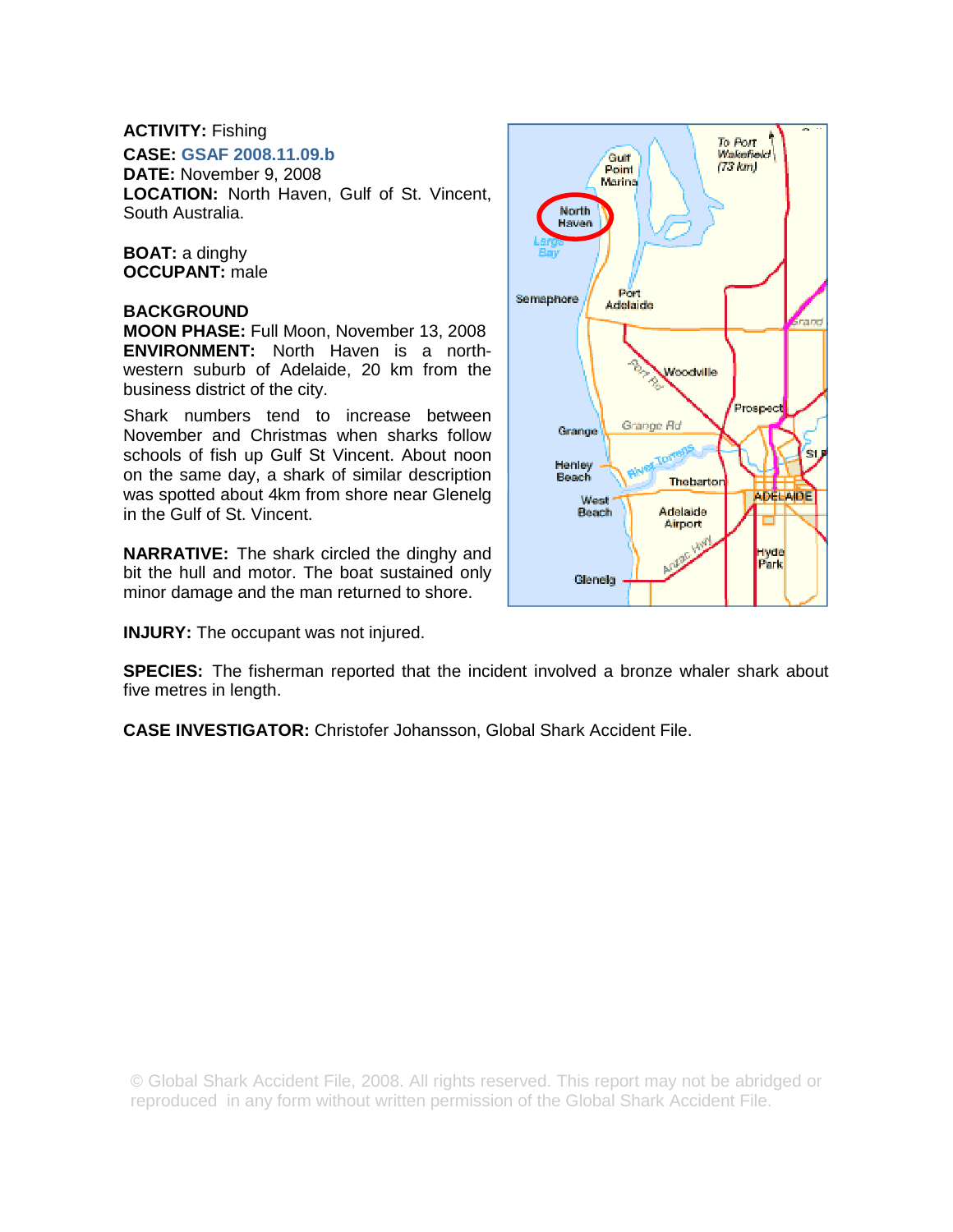**ACTIVITY:** Fishing

**CASE:** GSAF 2008.11.09.b

**DATE:** November 9, 2008

**LOCATION:** North Haven, Gulf of St. Vincent, South Australia.

**BOAT:** a dinghy

**OCCUPANT:** male

**BACKGROUND**

**MOON PHASE:** Full Moon, November 13, 2008

**ENVIRONMENT:** North Haven is a north-western suburb of Adelaide, 20 km from the business district of the city.

Shark numbers tend to increase between November and Christmas when sharks follow schools of fish up Gulf St Vincent. About noon on the same day, a shark of similar description was spotted about 4km from shore near Glenelg in the Gulf of St. Vincent.

**NARRATIVE:** The shark circled the dinghy and bit the hull and motor. The boat sustained only minor damage and the man returned to shore.

**INJURY:** The occupant was not injured.

**SPECIES:** The fisherman reported that the incident involved a bronze whaler shark about five metres in length.

**CASE INVESTIGATOR:** Christofer Johansson, Global Shark Accident File.

© Global Shark Accident File, 2008. All rights reserved. This report may not be abridged or reproduced in any form without written permission of the Global Shark Accident File.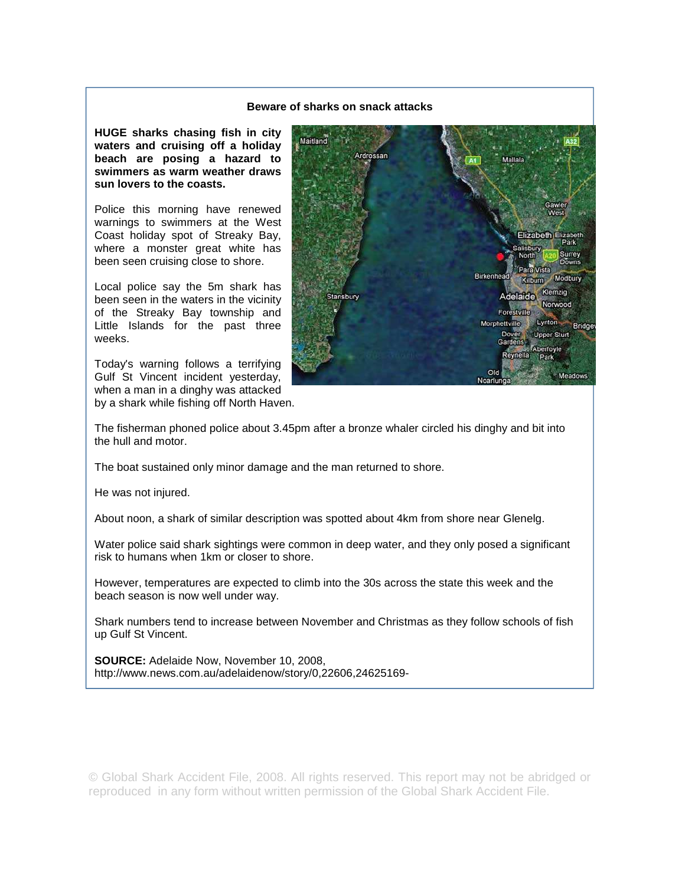**Beware of sharks on snack attacks**

**HUGE sharks chasing fish in city waters and cruising off a holiday beach are posing a hazard to swimmers as warm weather draws sun lovers to the coasts.**

Police this morning have renewed warnings to swimmers at the West Coast holiday spot of Streaky Bay, where a monster great white has been seen cruising close to shore.

Local police say the 5m shark has been seen in the waters in the vicinity of the Streaky Bay township and Little Islands for the past three weeks.

Today's warning follows a terrifying Gulf St Vincent incident yesterday, when a man in a dinghy was attacked by a shark while fishing off North Haven.

The fisherman phoned police about 3.45pm after a bronze whaler circled his dinghy and bit into the hull and motor.

The boat sustained only minor damage and the man returned to shore.

He was not injured.

About noon, a shark of similar description was spotted about 4km from shore near Glenelg.

Water police said shark sightings were common in deep water, and they only posed a significant risk to humans when 1km or closer to shore.

However, temperatures are expected to climb into the 30s across the state this week and the beach season is now well under way.

Shark numbers tend to increase between November and Christmas as they follow schools of fish up Gulf St Vincent.

**SOURCE:** Adelaide Now, November 10, 2008, http://www.news.com.au/adelaidenow/story/0,22606,24625169-

© Global Shark Accident File, 2008. All rights reserved. This report may not be abridged or reproduced in any form without written permission of the Global Shark Accident File.